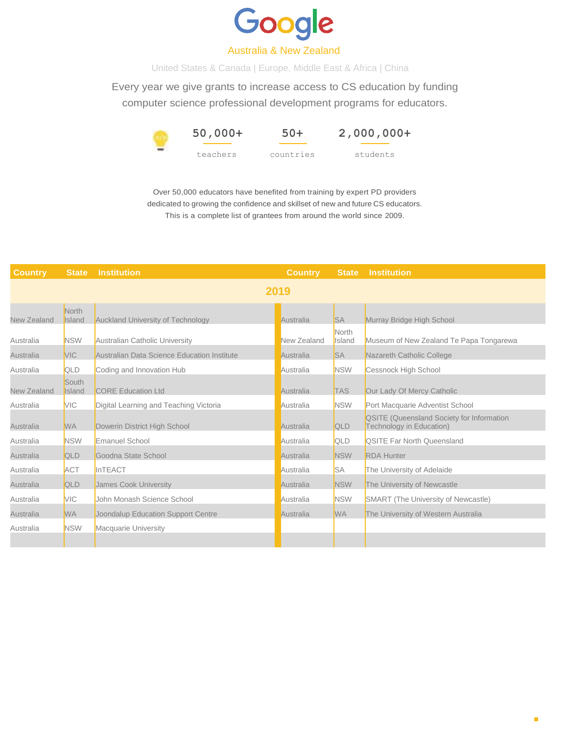# Google

Australia & New Zealand

United States & Canada | Europe, Middle East & Africa | China

Every year we give grants to increase access to CS education by funding computer science professional development programs for educators.

| 50,000+ | 50+ | 2,000,000+ |
|---|---|---|
| teachers | countries | students |

Over 50,000 educators have benefited from training by expert PD providers dedicated to growing the confidence and skillset of new and future CS educators. This is a complete list of grantees from around the world since 2009.

| Country | State | Institution | Country | State | Institution |
|---|---|---|---|---|---|
| **2019** | | | | | |
| New Zealand | North Island | Auckland University of Technology | Australia | SA | Murray Bridge High School |
| Australia | NSW | Australian Catholic University | New Zealand | North Island | Museum of New Zealand Te Papa Tongarewa |
| Australia | VIC | Australian Data Science Education Institute | Australia | SA | Nazareth Catholic College |
| Australia | QLD | Coding and Innovation Hub | Australia | NSW | Cessnock High School |
| New Zealand | South Island | CORE Education Ltd | Australia | TAS | Our Lady Of Mercy Catholic |
| Australia | VIC | Digital Learning and Teaching Victoria | Australia | NSW | Port Macquarie Adventist School |
| Australia | WA | Dowerin District High School | Australia | QLD | QSITE (Queensland Society for Information Technology in Education) |
| Australia | NSW | Emanuel School | Australia | QLD | QSITE Far North Queensland |
| Australia | QLD | Goodna State School | Australia | NSW | RDA Hunter |
| Australia | ACT | InTEACT | Australia | SA | The University of Adelaide |
| Australia | QLD | James Cook University | Australia | NSW | The University of Newcastle |
| Australia | VIC | John Monash Science School | Australia | NSW | SMART (The University of Newcastle) |
| Australia | WA | Joondalup Education Support Centre | Australia | WA | The University of Western Australia |
| Australia | NSW | Macquarie University | | | |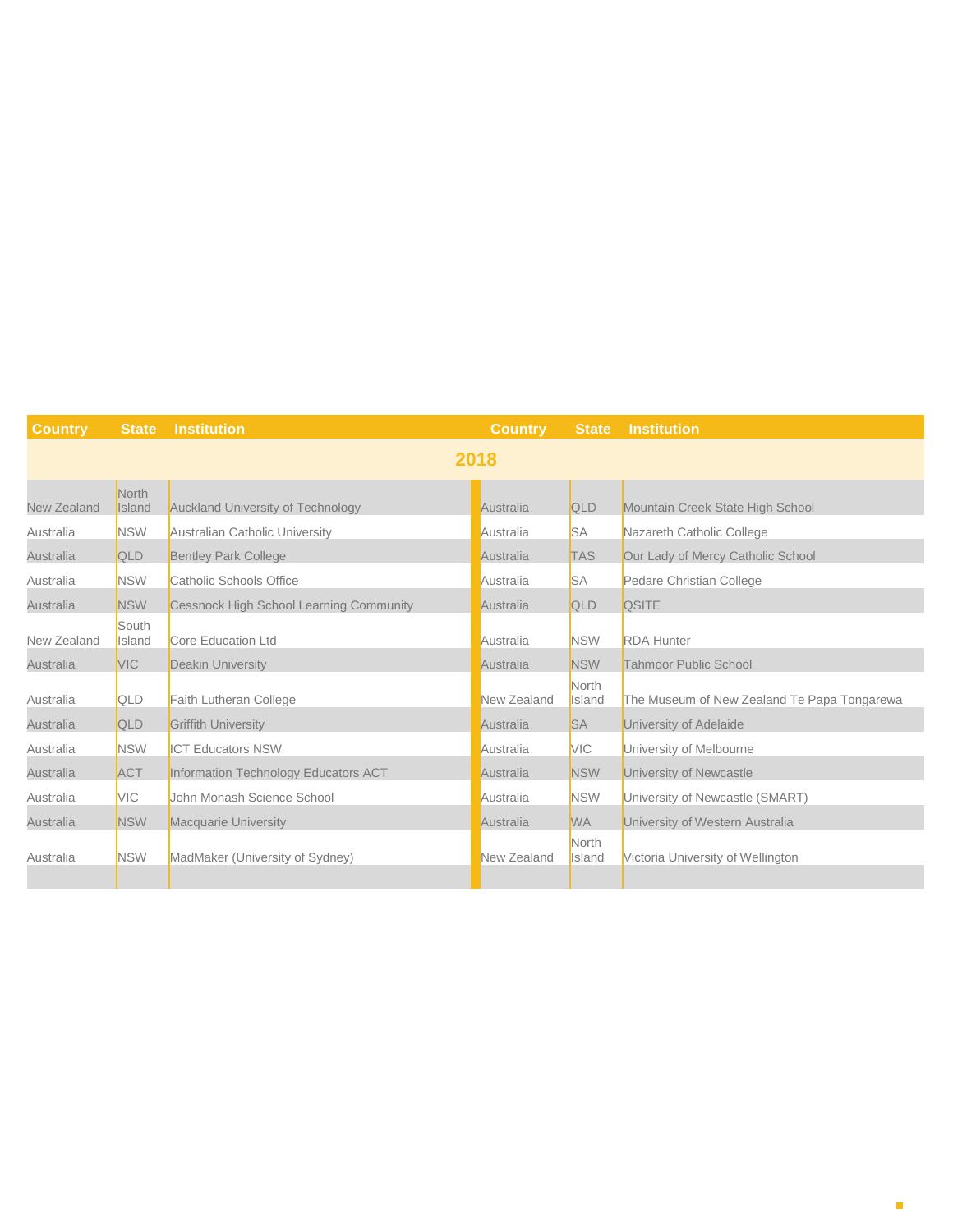| Country | State | Institution | Country | State | Institution |
|---|---|---|---|---|---|
| **2018** | | | | | |
| New Zealand | North Island | Auckland University of Technology | Australia | QLD | Mountain Creek State High School |
| Australia | NSW | Australian Catholic University | Australia | SA | Nazareth Catholic College |
| Australia | QLD | Bentley Park College | Australia | TAS | Our Lady of Mercy Catholic School |
| Australia | NSW | Catholic Schools Office | Australia | SA | Pedare Christian College |
| Australia | NSW | Cessnock High School Learning Community | Australia | QLD | QSITE |
| New Zealand | South Island | Core Education Ltd | Australia | NSW | RDA Hunter |
| Australia | VIC | Deakin University | Australia | NSW | Tahmoor Public School |
| Australia | QLD | Faith Lutheran College | New Zealand | North Island | The Museum of New Zealand Te Papa Tongarewa |
| Australia | QLD | Griffith University | Australia | SA | University of Adelaide |
| Australia | NSW | ICT Educators NSW | Australia | VIC | University of Melbourne |
| Australia | ACT | Information Technology Educators ACT | Australia | NSW | University of Newcastle |
| Australia | VIC | John Monash Science School | Australia | NSW | University of Newcastle (SMART) |
| Australia | NSW | Macquarie University | Australia | WA | University of Western Australia |
| Australia | NSW | MadMaker (University of Sydney) | New Zealand | North Island | Victoria University of Wellington |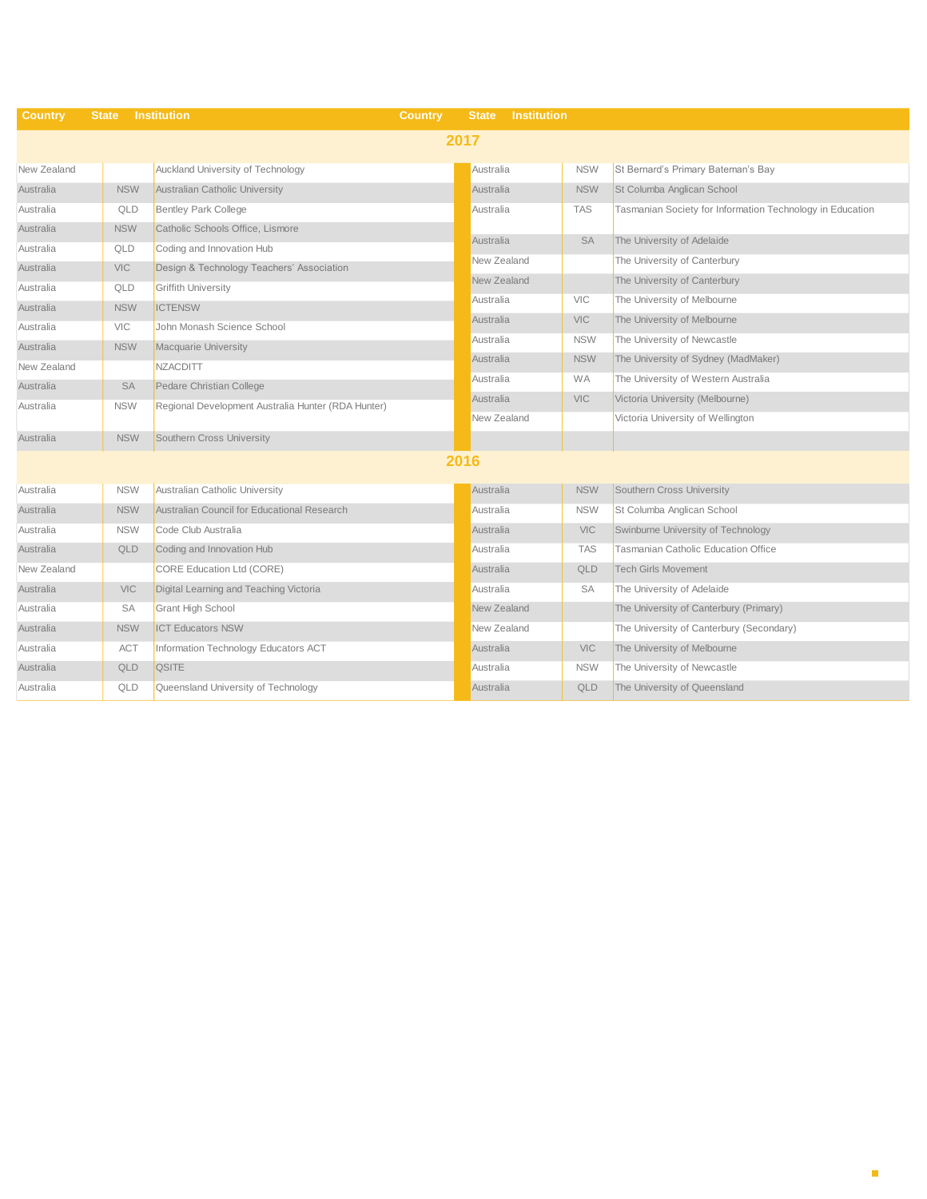| Country | State | Institution | Country | State | Institution |
|---|---|---|---|---|---|
| **2017** | | | | | |
| New Zealand | | Auckland University of Technology | Australia | NSW | St Bernard's Primary Bateman's Bay |
| Australia | NSW | Australian Catholic University | Australia | NSW | St Columba Anglican School |
| Australia | QLD | Bentley Park College | Australia | TAS | Tasmanian Society for Information Technology in Education |
| Australia | NSW | Catholic Schools Office, Lismore | Australia | SA | The University of Adelaide |
| Australia | QLD | Coding and Innovation Hub | New Zealand | | The University of Canterbury |
| Australia | VIC | Design & Technology Teachers' Association | New Zealand | | The University of Canterbury |
| Australia | QLD | Griffith University | Australia | VIC | The University of Melbourne |
| Australia | NSW | ICTENSW | Australia | VIC | The University of Melbourne |
| Australia | VIC | John Monash Science School | Australia | NSW | The University of Newcastle |
| Australia | NSW | Macquarie University | Australia | NSW | The University of Sydney (MadMaker) |
| New Zealand | | NZACDITT | Australia | WA | The University of Western Australia |
| Australia | SA | Pedare Christian College | Australia | VIC | Victoria University (Melbourne) |
| Australia | NSW | Regional Development Australia Hunter (RDA Hunter) | New Zealand | | Victoria University of Wellington |
| Australia | NSW | Southern Cross University | | | |
| **2016** | | | | | |
| Australia | NSW | Australian Catholic University | Australia | NSW | Southern Cross University |
| Australia | NSW | Australian Council for Educational Research | Australia | NSW | St Columba Anglican School |
| Australia | NSW | Code Club Australia | Australia | VIC | Swinburne University of Technology |
| Australia | QLD | Coding and Innovation Hub | Australia | TAS | Tasmanian Catholic Education Office |
| New Zealand | | CORE Education Ltd (CORE) | Australia | QLD | Tech Girls Movement |
| Australia | VIC | Digital Learning and Teaching Victoria | Australia | SA | The University of Adelaide |
| Australia | SA | Grant High School | New Zealand | | The University of Canterbury (Primary) |
| Australia | NSW | ICT Educators NSW | New Zealand | | The University of Canterbury (Secondary) |
| Australia | ACT | Information Technology Educators ACT | Australia | VIC | The University of Melbourne |
| Australia | QLD | QSITE | Australia | NSW | The University of Newcastle |
| Australia | QLD | Queensland University of Technology | Australia | QLD | The University of Queensland |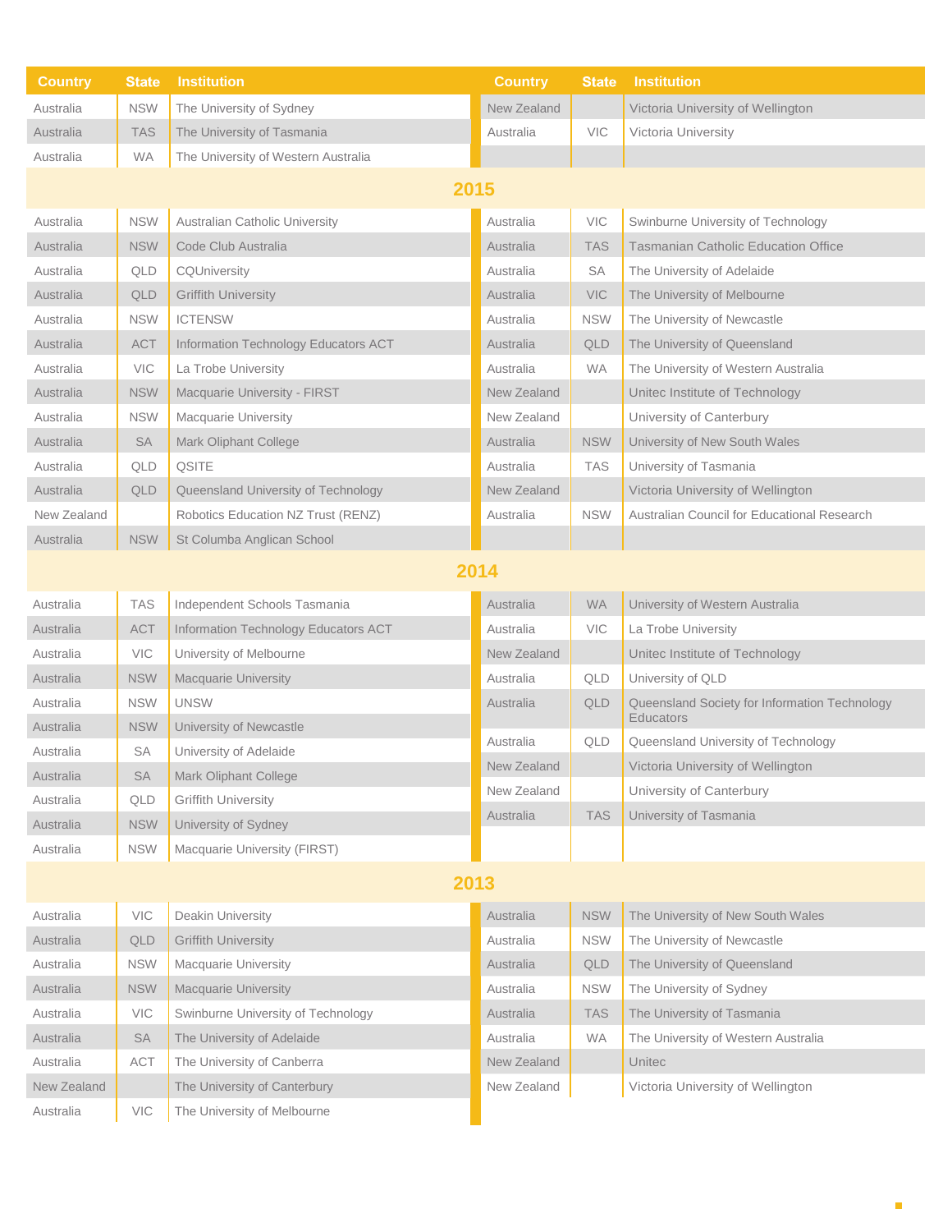| Country | State | Institution | Country | State | Institution |
|---|---|---|---|---|---|
| Australia | NSW | The University of Sydney | New Zealand | | Victoria University of Wellington |
| Australia | TAS | The University of Tasmania | Australia | VIC | Victoria University |
| Australia | WA | The University of Western Australia | | | |

## 2015

| Country | State | Institution | Country | State | Institution |
|---|---|---|---|---|---|
| Australia | NSW | Australian Catholic University | Australia | VIC | Swinburne University of Technology |
| Australia | NSW | Code Club Australia | Australia | TAS | Tasmanian Catholic Education Office |
| Australia | QLD | CQUniversity | Australia | SA | The University of Adelaide |
| Australia | QLD | Griffith University | Australia | VIC | The University of Melbourne |
| Australia | NSW | ICTENSW | Australia | NSW | The University of Newcastle |
| Australia | ACT | Information Technology Educators ACT | Australia | QLD | The University of Queensland |
| Australia | VIC | La Trobe University | Australia | WA | The University of Western Australia |
| Australia | NSW | Macquarie University - FIRST | New Zealand | | Unitec Institute of Technology |
| Australia | NSW | Macquarie University | New Zealand | | University of Canterbury |
| Australia | SA | Mark Oliphant College | Australia | NSW | University of New South Wales |
| Australia | QLD | QSITE | Australia | TAS | University of Tasmania |
| Australia | QLD | Queensland University of Technology | New Zealand | | Victoria University of Wellington |
| New Zealand | | Robotics Education NZ Trust (RENZ) | Australia | NSW | Australian Council for Educational Research |
| Australia | NSW | St Columba Anglican School | | | |

## 2014

| Country | State | Institution | Country | State | Institution |
|---|---|---|---|---|---|
| Australia | TAS | Independent Schools Tasmania | Australia | WA | University of Western Australia |
| Australia | ACT | Information Technology Educators ACT | Australia | VIC | La Trobe University |
| Australia | VIC | University of Melbourne | New Zealand | | Unitec Institute of Technology |
| Australia | NSW | Macquarie University | Australia | QLD | University of QLD |
| Australia | NSW | UNSW | Australia | QLD | Queensland Society for Information Technology Educators |
| Australia | NSW | University of Newcastle | Australia | QLD | Queensland University of Technology |
| Australia | SA | University of Adelaide | New Zealand | | Victoria University of Wellington |
| Australia | SA | Mark Oliphant College | New Zealand | | University of Canterbury |
| Australia | QLD | Griffith University | Australia | TAS | University of Tasmania |
| Australia | NSW | University of Sydney | | | |
| Australia | NSW | Macquarie University (FIRST) | | | |

## 2013

| Country | State | Institution | Country | State | Institution |
|---|---|---|---|---|---|
| Australia | VIC | Deakin University | Australia | NSW | The University of New South Wales |
| Australia | QLD | Griffith University | Australia | NSW | The University of Newcastle |
| Australia | NSW | Macquarie University | Australia | QLD | The University of Queensland |
| Australia | NSW | Macquarie University | Australia | NSW | The University of Sydney |
| Australia | VIC | Swinburne University of Technology | Australia | TAS | The University of Tasmania |
| Australia | SA | The University of Adelaide | Australia | WA | The University of Western Australia |
| Australia | ACT | The University of Canberra | New Zealand | | Unitec |
| New Zealand | | The University of Canterbury | New Zealand | | Victoria University of Wellington |
| Australia | VIC | The University of Melbourne | | | |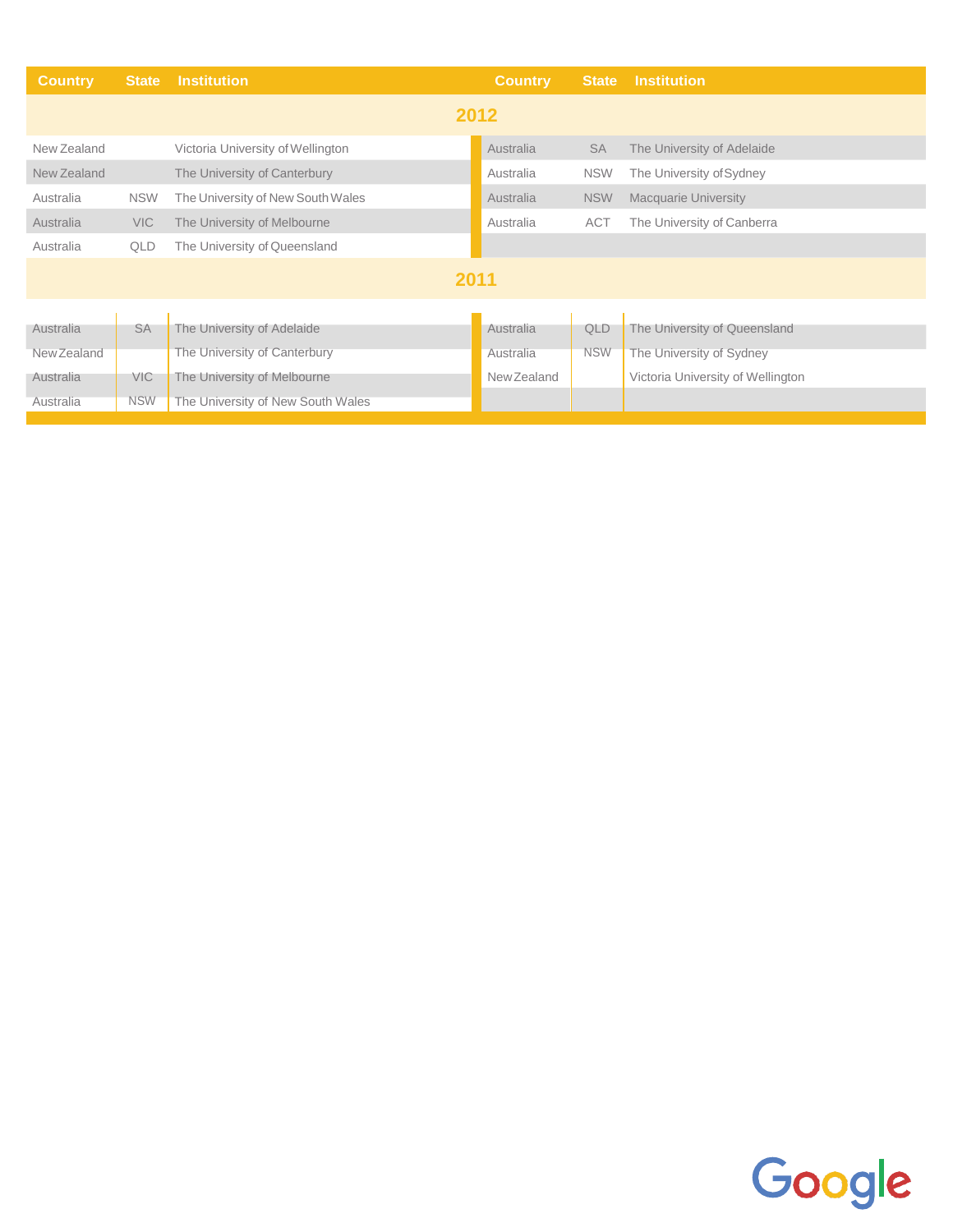| Country | State | Institution | Country | State | Institution |
|---|---|---|---|---|---|
| **2012** | | | | | |
| New Zealand | | Victoria University of Wellington | Australia | SA | The University of Adelaide |
| New Zealand | | The University of Canterbury | Australia | NSW | The University of Sydney |
| Australia | NSW | The University of New South Wales | Australia | NSW | Macquarie University |
| Australia | VIC | The University of Melbourne | Australia | ACT | The University of Canberra |
| Australia | QLD | The University of Queensland | | | |
| **2011** | | | | | |
| Australia | SA | The University of Adelaide | Australia | QLD | The University of Queensland |
| New Zealand | | The University of Canterbury | Australia | NSW | The University of Sydney |
| Australia | VIC | The University of Melbourne | New Zealand | | Victoria University of Wellington |
| Australia | NSW | The University of New South Wales | | | |